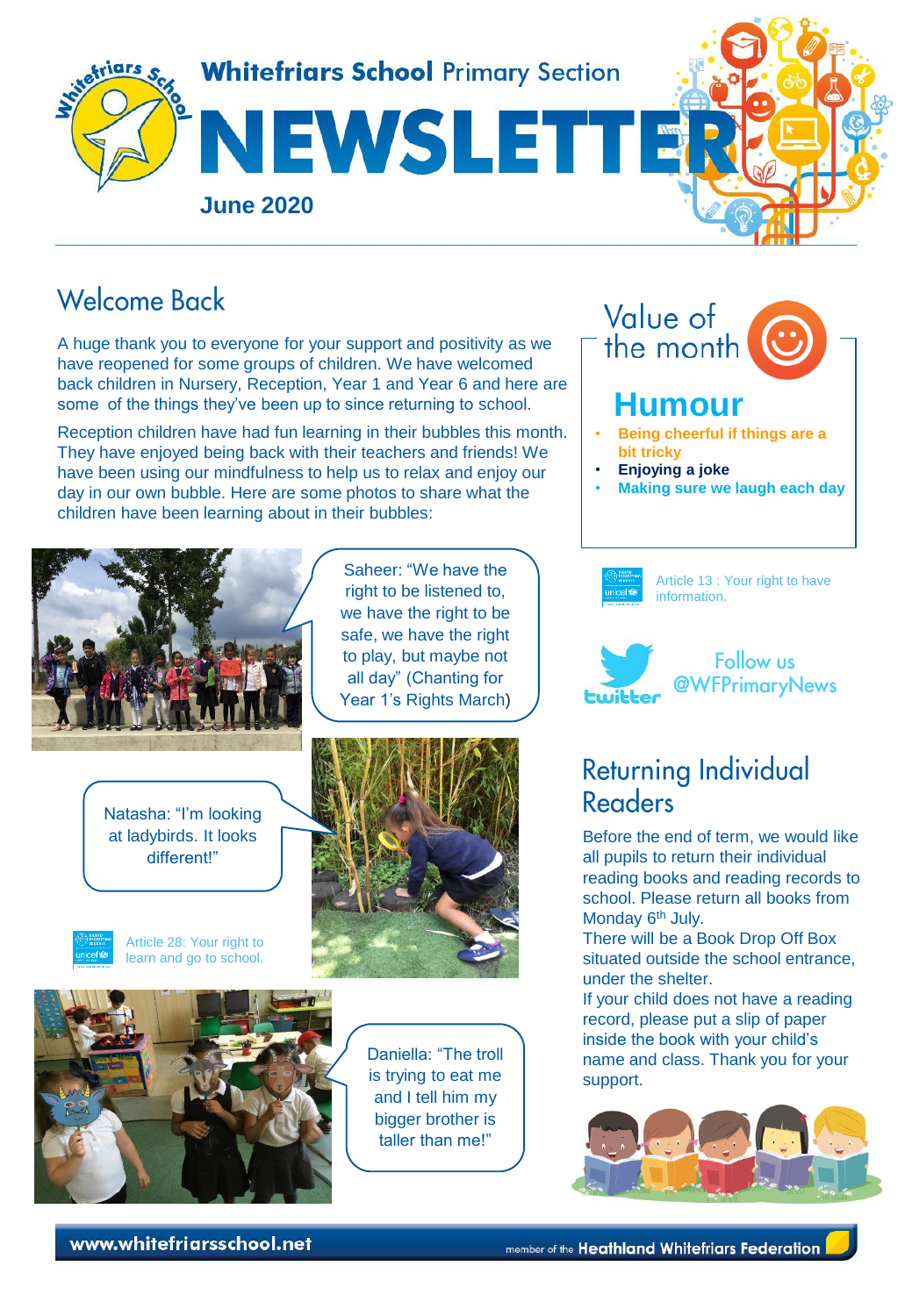# Whitefriars School Primary Section

# NEWSLETTER

**June 2020**

## Welcome Back

A huge thank you to everyone for your support and positivity as we have reopened for some groups of children. We have welcomed back children in Nursery, Reception, Year 1 and Year 6 and here are some of the things they've been up to since returning to school.

Reception children have had fun learning in their bubbles this month. They have enjoyed being back with their teachers and friends! We have been using our mindfulness to help us to relax and enjoy our day in our own bubble. Here are some photos to share what the children have been learning about in their bubbles:

Saheer: "We have the right to be listened to, we have the right to be safe, we have the right to play, but maybe not all day" (Chanting for Year 1's Rights March)

Natasha: "I'm looking at ladybirds. It looks different!"

Article 28: Your right to learn and go to school.

Daniella: "The troll is trying to eat me and I tell him my bigger brother is taller than me!"

## Value of the month

### Humour

- **Being cheerful if things are a bit tricky**
- **Enjoying a joke**
- **Making sure we laugh each day**

Article 13 : Your right to have information.

Follow us @WFPrimaryNews

## Returning Individual Readers

Before the end of term, we would like all pupils to return their individual reading books and reading records to school. Please return all books from Monday 6th July.

There will be a Book Drop Off Box situated outside the school entrance, under the shelter.

If your child does not have a reading record, please put a slip of paper inside the book with your child's name and class. Thank you for your support.

www.whitefriarsschool.net

member of the Heathland Whitefriars Federation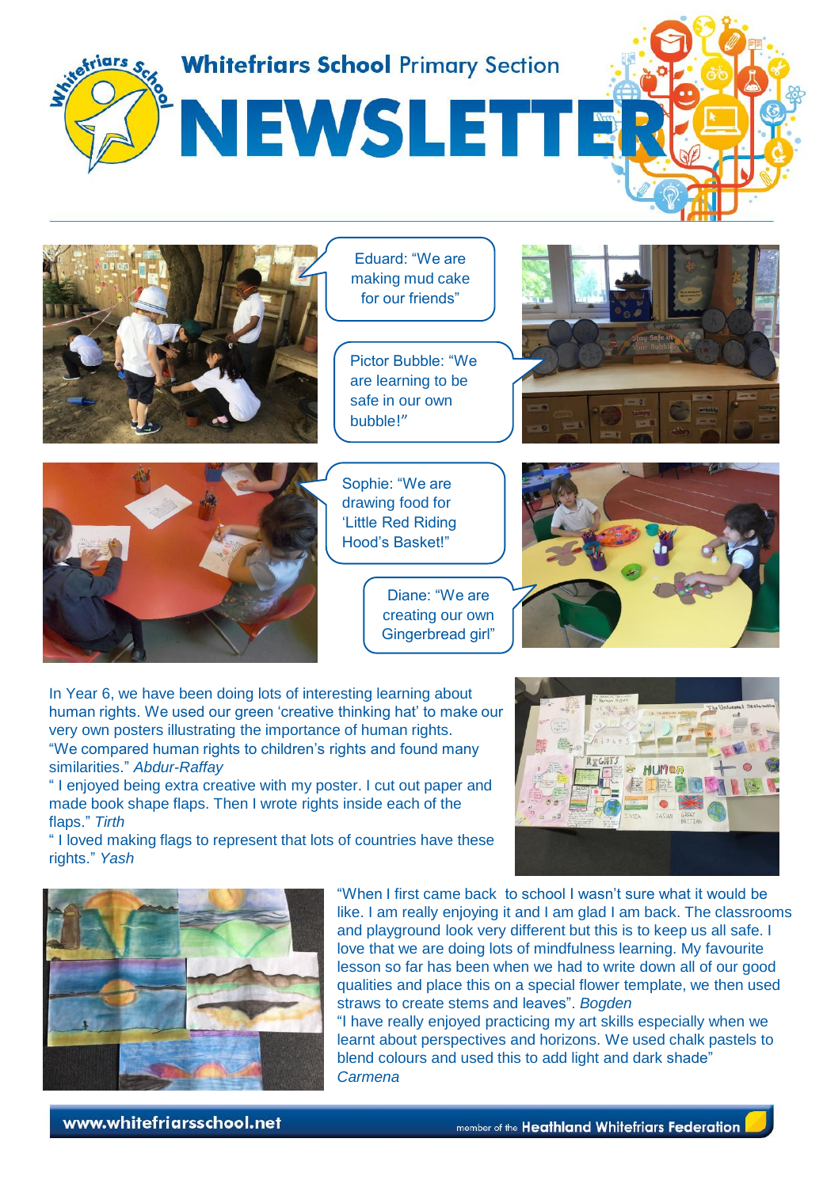# Whitefriars School Primary Section

# NEWSLETTER

Eduard: "We are making mud cake for our friends"

Pictor Bubble: "We are learning to be safe in our own bubble!"

Sophie: "We are drawing food for 'Little Red Riding Hood's Basket!"

Diane: "We are creating our own Gingerbread girl"

In Year 6, we have been doing lots of interesting learning about human rights. We used our green 'creative thinking hat' to make our very own posters illustrating the importance of human rights.

"We compared human rights to children's rights and found many similarities." *Abdur-Raffay*

" I enjoyed being extra creative with my poster. I cut out paper and made book shape flaps. Then I wrote rights inside each of the flaps." *Tirth*

" I loved making flags to represent that lots of countries have these rights." *Yash*

"When I first came back to school I wasn't sure what it would be like. I am really enjoying it and I am glad I am back. The classrooms and playground look very different but this is to keep us all safe. I love that we are doing lots of mindfulness learning. My favourite lesson so far has been when we had to write down all of our good qualities and place this on a special flower template, we then used straws to create stems and leaves". *Bogden*

"I have really enjoyed practicing my art skills especially when we learnt about perspectives and horizons. We used chalk pastels to blend colours and used this to add light and dark shade" *Carmena*

www.whitefriarsschool.net

member of the **Heathland Whitefriars Federation**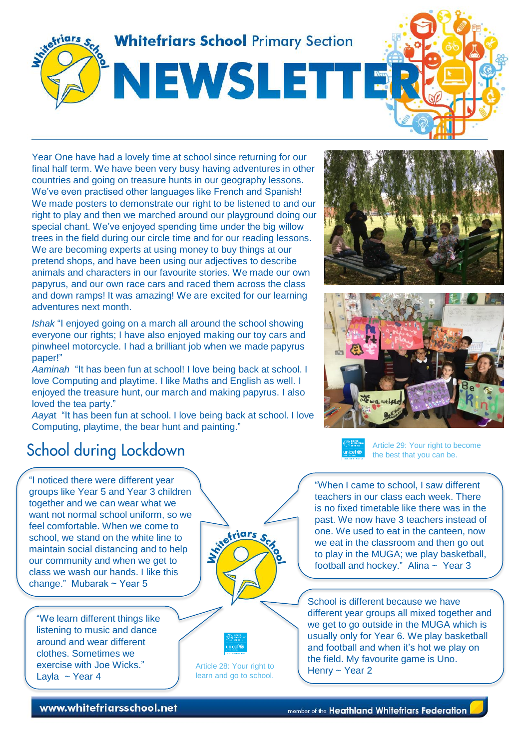# Whitefriars School Primary Section NEWSLETTER

Year One have had a lovely time at school since returning for our final half term. We have been very busy having adventures in other countries and going on treasure hunts in our geography lessons. We've even practised other languages like French and Spanish! We made posters to demonstrate our right to be listened to and our right to play and then we marched around our playground doing our special chant. We've enjoyed spending time under the big willow trees in the field during our circle time and for our reading lessons. We are becoming experts at using money to buy things at our pretend shops, and have been using our adjectives to describe animals and characters in our favourite stories. We made our own papyrus, and our own race cars and raced them across the class and down ramps! It was amazing! We are excited for our learning adventures next month.

*Ishak* "I enjoyed going on a march all around the school showing everyone our rights; I have also enjoyed making our toy cars and pinwheel motorcycle. I had a brilliant job when we made papyrus paper!"

*Aaminah* "It has been fun at school! I love being back at school. I love Computing and playtime. I like Maths and English as well. I enjoyed the treasure hunt, our march and making papyrus. I also loved the tea party."

*Aayat* "It has been fun at school. I love being back at school. I love Computing, playtime, the bear hunt and painting."

Article 29: Your right to become the best that you can be.

## School during Lockdown

"I noticed there were different year groups like Year 5 and Year 3 children together and we can wear what we want not normal school uniform, so we feel comfortable. When we come to school, we stand on the white line to maintain social distancing and to help our community and when we get to class we wash our hands. I like this change." Mubarak ~ Year 5

"When I came to school, I saw different teachers in our class each week. There is no fixed timetable like there was in the past. We now have 3 teachers instead of one. We used to eat in the canteen, now we eat in the classroom and then go out to play in the MUGA; we play basketball, football and hockey." Alina ~ Year 3

"We learn different things like listening to music and dance around and wear different clothes. Sometimes we exercise with Joe Wicks." Layla ~ Year 4

School is different because we have different year groups all mixed together and we get to go outside in the MUGA which is usually only for Year 6. We play basketball and football and when it's hot we play on the field. My favourite game is Uno. Henry ~ Year 2

Article 28: Your right to learn and go to school.

www.whitefriarsschool.net

member of the Heathland Whitefriars Federation